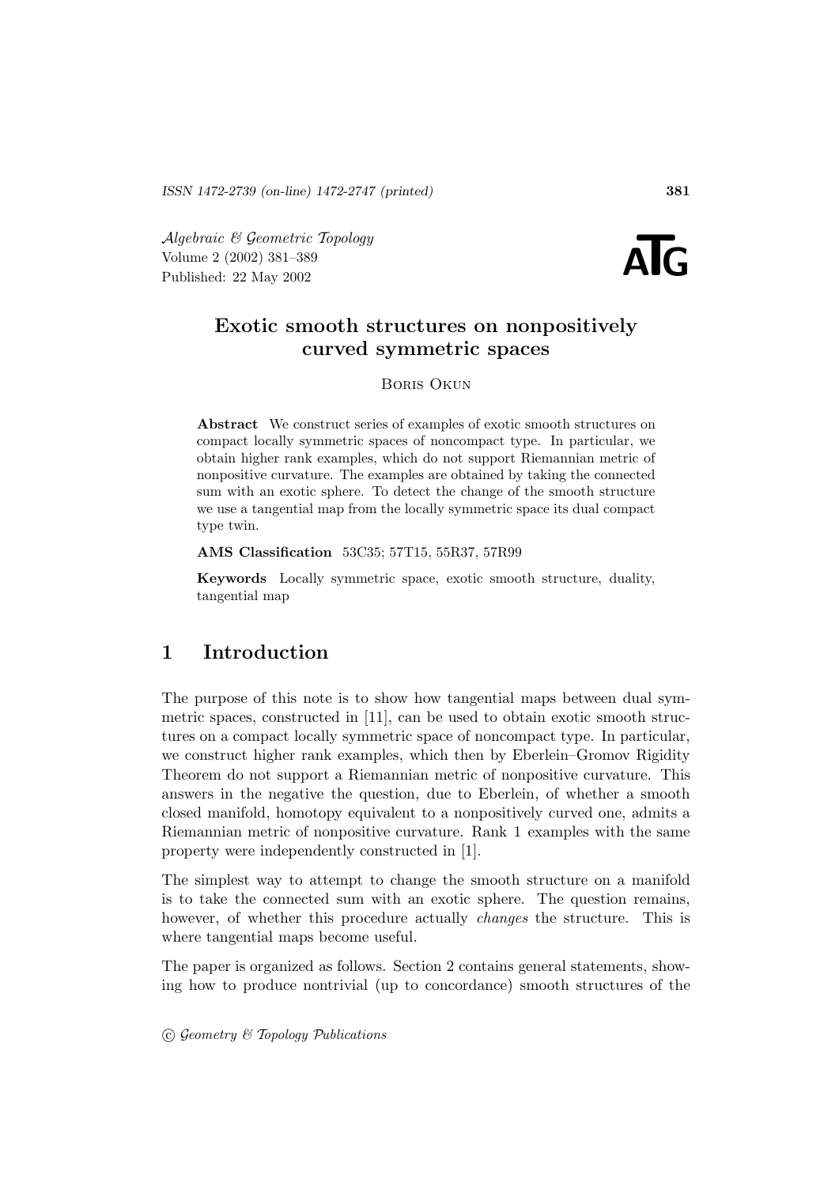# Exotic smooth structures on nonpositively curved symmetric spaces

Boris Okun

**Abstract** We construct series of examples of exotic smooth structures on compact locally symmetric spaces of noncompact type. In particular, we obtain higher rank examples, which do not support Riemannian metric of nonpositive curvature. The examples are obtained by taking the connected sum with an exotic sphere. To detect the change of the smooth structure we use a tangential map from the locally symmetric space its dual compact type twin.

**AMS Classification** 53C35; 57T15, 55R37, 57R99

**Keywords** Locally symmetric space, exotic smooth structure, duality, tangential map

## 1 Introduction

The purpose of this note is to show how tangential maps between dual symmetric spaces, constructed in [11], can be used to obtain exotic smooth structures on a compact locally symmetric space of noncompact type. In particular, we construct higher rank examples, which then by Eberlein–Gromov Rigidity Theorem do not support a Riemannian metric of nonpositive curvature. This answers in the negative the question, due to Eberlein, of whether a smooth closed manifold, homotopy equivalent to a nonpositively curved one, admits a Riemannian metric of nonpositive curvature. Rank 1 examples with the same property were independently constructed in [1].

The simplest way to attempt to change the smooth structure on a manifold is to take the connected sum with an exotic sphere. The question remains, however, of whether this procedure actually *changes* the structure. This is where tangential maps become useful.

The paper is organized as follows. Section 2 contains general statements, showing how to produce nontrivial (up to concordance) smooth structures of the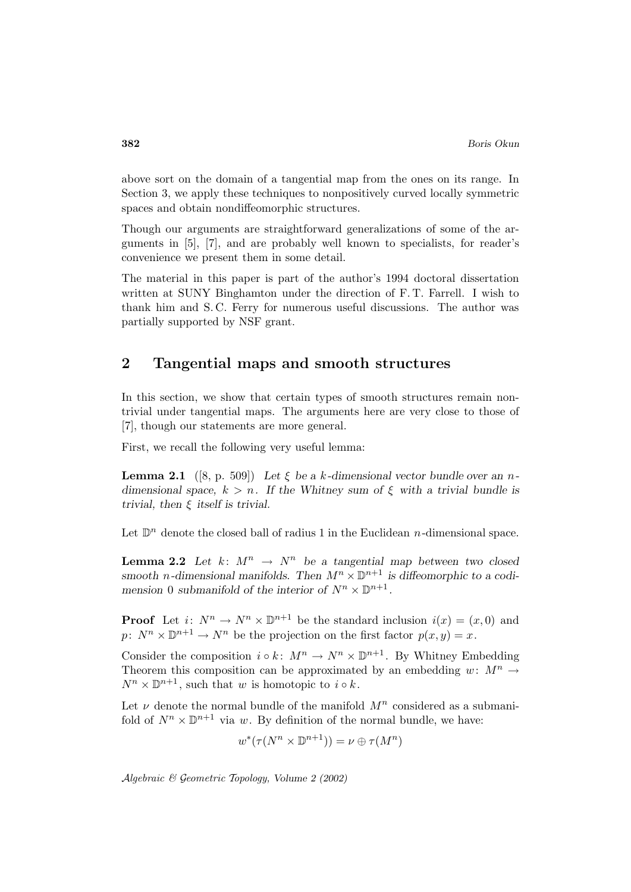above sort on the domain of a tangential map from the ones on its range. In Section 3, we apply these techniques to nonpositively curved locally symmetric spaces and obtain nondiffeomorphic structures.

Though our arguments are straightforward generalizations of some of the arguments in [5], [7], and are probably well known to specialists, for reader's convenience we present them in some detail.

The material in this paper is part of the author's 1994 doctoral dissertation written at SUNY Binghamton under the direction of F. T. Farrell. I wish to thank him and S. C. Ferry for numerous useful discussions. The author was partially supported by NSF grant.

## 2 Tangential maps and smooth structures

In this section, we show that certain types of smooth structures remain nontrivial under tangential maps. The arguments here are very close to those of [7], though our statements are more general.

First, we recall the following very useful lemma:

**Lemma 2.1** ([8, p. 509]) *Let $\xi$ be a $k$-dimensional vector bundle over an $n$-dimensional space, $k > n$. If the Whitney sum of $\xi$ with a trivial bundle is trivial, then $\xi$ itself is trivial.*

Let $\mathbb{D}^n$ denote the closed ball of radius 1 in the Euclidean $n$-dimensional space.

**Lemma 2.2** *Let $k\colon M^n \to N^n$ be a tangential map between two closed smooth $n$-dimensional manifolds. Then $M^n \times \mathbb{D}^{n+1}$ is diffeomorphic to a codimension 0 submanifold of the interior of $N^n \times \mathbb{D}^{n+1}$.*

**Proof** Let $i\colon N^n \to N^n \times \mathbb{D}^{n+1}$ be the standard inclusion $i(x) = (x, 0)$ and $p\colon N^n \times \mathbb{D}^{n+1} \to N^n$ be the projection on the first factor $p(x, y) = x$.

Consider the composition $i \circ k\colon M^n \to N^n \times \mathbb{D}^{n+1}$. By Whitney Embedding Theorem this composition can be approximated by an embedding $w\colon M^n \to N^n \times \mathbb{D}^{n+1}$, such that $w$ is homotopic to $i \circ k$.

Let $\nu$ denote the normal bundle of the manifold $M^n$ considered as a submanifold of $N^n \times \mathbb{D}^{n+1}$ via $w$. By definition of the normal bundle, we have:

$$w^*(\tau(N^n \times \mathbb{D}^{n+1})) = \nu \oplus \tau(M^n)$$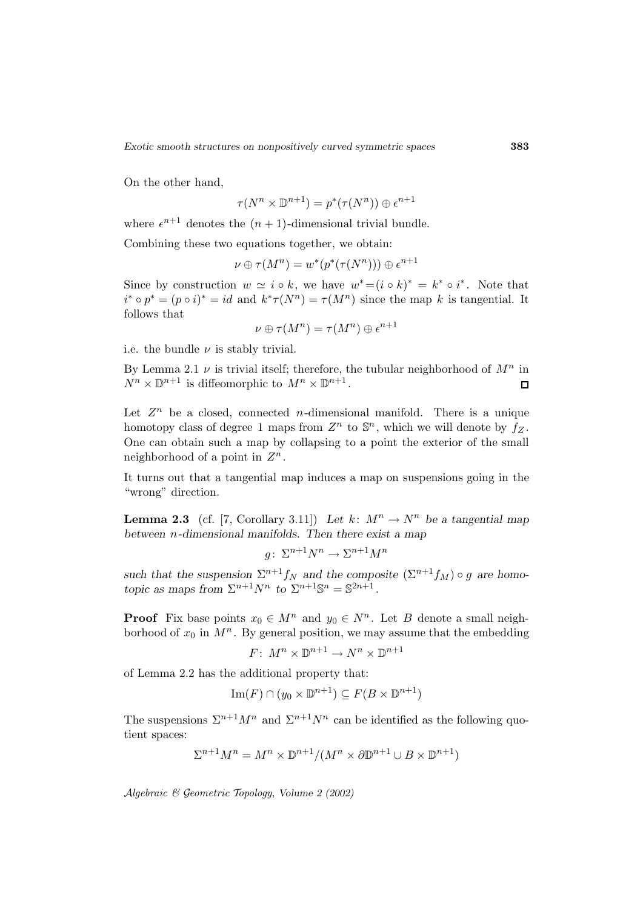On the other hand,

$$\tau(N^n \times \mathbb{D}^{n+1}) = p^*(\tau(N^n)) \oplus \epsilon^{n+1}$$

where $\epsilon^{n+1}$ denotes the $(n+1)$-dimensional trivial bundle.

Combining these two equations together, we obtain:

$$\nu \oplus \tau(M^n) = w^*(p^*(\tau(N^n))) \oplus \epsilon^{n+1}$$

Since by construction $w \simeq i \circ k$, we have $w^* = (i \circ k)^* = k^* \circ i^*$. Note that $i^* \circ p^* = (p \circ i)^* = id$ and $k^* \tau(N^n) = \tau(M^n)$ since the map $k$ is tangential. It follows that

$$\nu \oplus \tau(M^n) = \tau(M^n) \oplus \epsilon^{n+1}$$

i.e. the bundle $\nu$ is stably trivial.

By Lemma 2.1 $\nu$ is trivial itself; therefore, the tubular neighborhood of $M^n$ in $N^n \times \mathbb{D}^{n+1}$ is diffeomorphic to $M^n \times \mathbb{D}^{n+1}$. □

Let $Z^n$ be a closed, connected $n$-dimensional manifold. There is a unique homotopy class of degree 1 maps from $Z^n$ to $\mathbb{S}^n$, which we will denote by $f_Z$. One can obtain such a map by collapsing to a point the exterior of the small neighborhood of a point in $Z^n$.

It turns out that a tangential map induces a map on suspensions going in the "wrong" direction.

**Lemma 2.3** (cf. [7, Corollary 3.11]) *Let $k\colon M^n \to N^n$ be a tangential map between $n$-dimensional manifolds. Then there exist a map*

$$g\colon \Sigma^{n+1} N^n \to \Sigma^{n+1} M^n$$

*such that the suspension $\Sigma^{n+1} f_N$ and the composite $(\Sigma^{n+1} f_M) \circ g$ are homotopic as maps from $\Sigma^{n+1} N^n$ to $\Sigma^{n+1} \mathbb{S}^n = \mathbb{S}^{2n+1}$.*

**Proof** Fix base points $x_0 \in M^n$ and $y_0 \in N^n$. Let $B$ denote a small neighborhood of $x_0$ in $M^n$. By general position, we may assume that the embedding

$$F\colon M^n \times \mathbb{D}^{n+1} \to N^n \times \mathbb{D}^{n+1}$$

of Lemma 2.2 has the additional property that:

$$\mathrm{Im}(F) \cap (y_0 \times \mathbb{D}^{n+1}) \subseteq F(B \times \mathbb{D}^{n+1})$$

The suspensions $\Sigma^{n+1} M^n$ and $\Sigma^{n+1} N^n$ can be identified as the following quotient spaces:

$$\Sigma^{n+1} M^n = M^n \times \mathbb{D}^{n+1} / (M^n \times \partial \mathbb{D}^{n+1} \cup B \times \mathbb{D}^{n+1})$$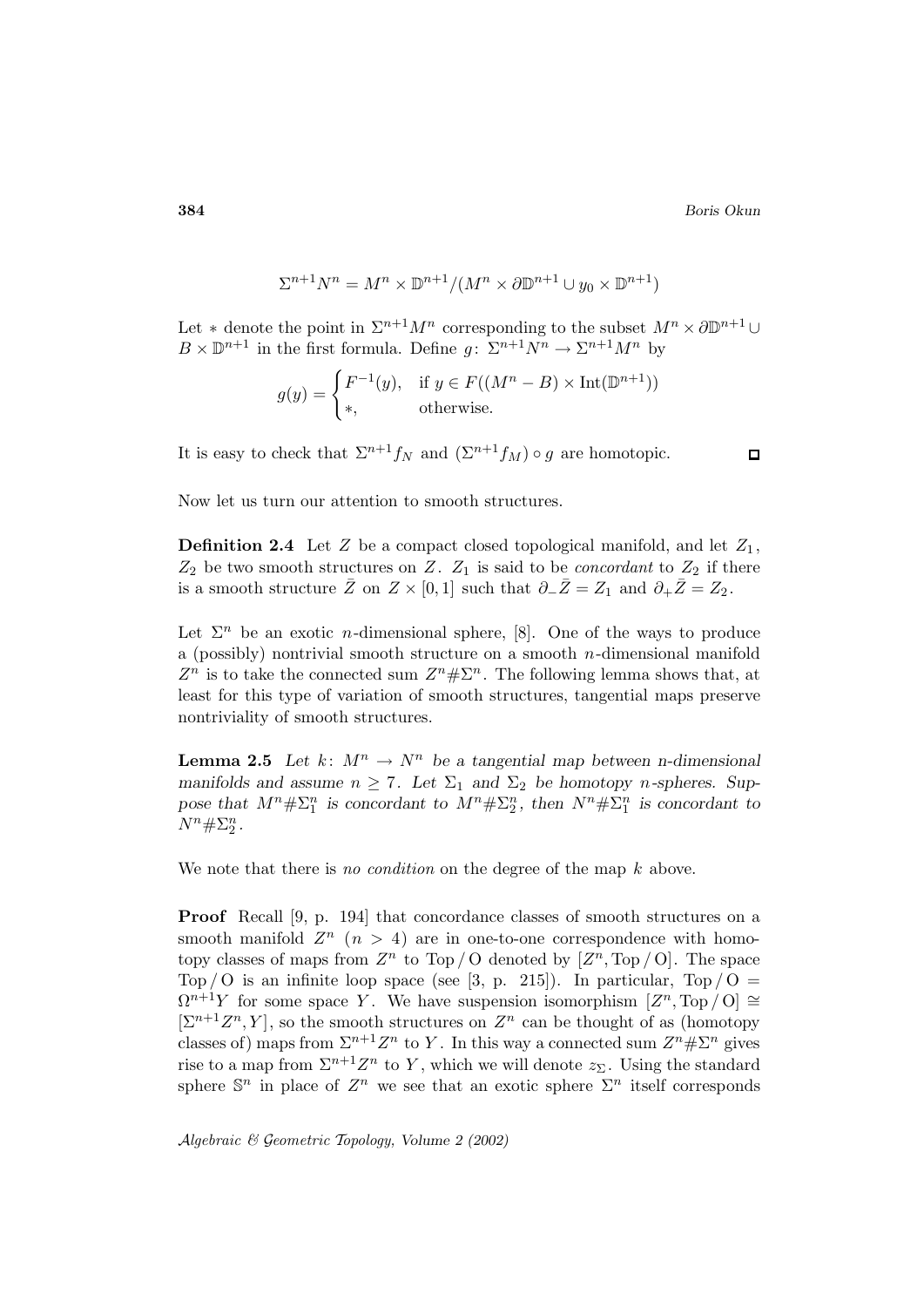$$\Sigma^{n+1}N^n = M^n \times \mathbb{D}^{n+1}/(M^n \times \partial\mathbb{D}^{n+1} \cup y_0 \times \mathbb{D}^{n+1})$$

Let $*$ denote the point in $\Sigma^{n+1}M^n$ corresponding to the subset $M^n \times \partial\mathbb{D}^{n+1} \cup B \times \mathbb{D}^{n+1}$ in the first formula. Define $g\colon \Sigma^{n+1}N^n \to \Sigma^{n+1}M^n$ by

$$g(y) = \begin{cases} F^{-1}(y), & \text{if } y \in F((M^n - B) \times \operatorname{Int}(\mathbb{D}^{n+1})) \\ *, & \text{otherwise.} \end{cases}$$

It is easy to check that $\Sigma^{n+1}f_N$ and $(\Sigma^{n+1}f_M) \circ g$ are homotopic. □

Now let us turn our attention to smooth structures.

**Definition 2.4** Let $Z$ be a compact closed topological manifold, and let $Z_1$, $Z_2$ be two smooth structures on $Z$. $Z_1$ is said to be *concordant* to $Z_2$ if there is a smooth structure $\bar{Z}$ on $Z \times [0,1]$ such that $\partial_-\bar{Z} = Z_1$ and $\partial_+\bar{Z} = Z_2$.

Let $\Sigma^n$ be an exotic $n$-dimensional sphere, [8]. One of the ways to produce a (possibly) nontrivial smooth structure on a smooth $n$-dimensional manifold $Z^n$ is to take the connected sum $Z^n \# \Sigma^n$. The following lemma shows that, at least for this type of variation of smooth structures, tangential maps preserve nontriviality of smooth structures.

**Lemma 2.5** *Let $k\colon M^n \to N^n$ be a tangential map between $n$-dimensional manifolds and assume $n \geq 7$. Let $\Sigma_1$ and $\Sigma_2$ be homotopy $n$-spheres. Suppose that $M^n \# \Sigma_1^n$ is concordant to $M^n \# \Sigma_2^n$, then $N^n \# \Sigma_1^n$ is concordant to $N^n \# \Sigma_2^n$.*

We note that there is *no condition* on the degree of the map $k$ above.

**Proof** Recall [9, p. 194] that concordance classes of smooth structures on a smooth manifold $Z^n$ ($n > 4$) are in one-to-one correspondence with homotopy classes of maps from $Z^n$ to $\mathrm{Top}/\mathrm{O}$ denoted by $[Z^n, \mathrm{Top}/\mathrm{O}]$. The space $\mathrm{Top}/\mathrm{O}$ is an infinite loop space (see [3, p. 215]). In particular, $\mathrm{Top}/\mathrm{O} = \Omega^{n+1}Y$ for some space $Y$. We have suspension isomorphism $[Z^n, \mathrm{Top}/\mathrm{O}] \cong [\Sigma^{n+1}Z^n, Y]$, so the smooth structures on $Z^n$ can be thought of as (homotopy classes of) maps from $\Sigma^{n+1}Z^n$ to $Y$. In this way a connected sum $Z^n \# \Sigma^n$ gives rise to a map from $\Sigma^{n+1}Z^n$ to $Y$, which we will denote $z_\Sigma$. Using the standard sphere $\mathbb{S}^n$ in place of $Z^n$ we see that an exotic sphere $\Sigma^n$ itself corresponds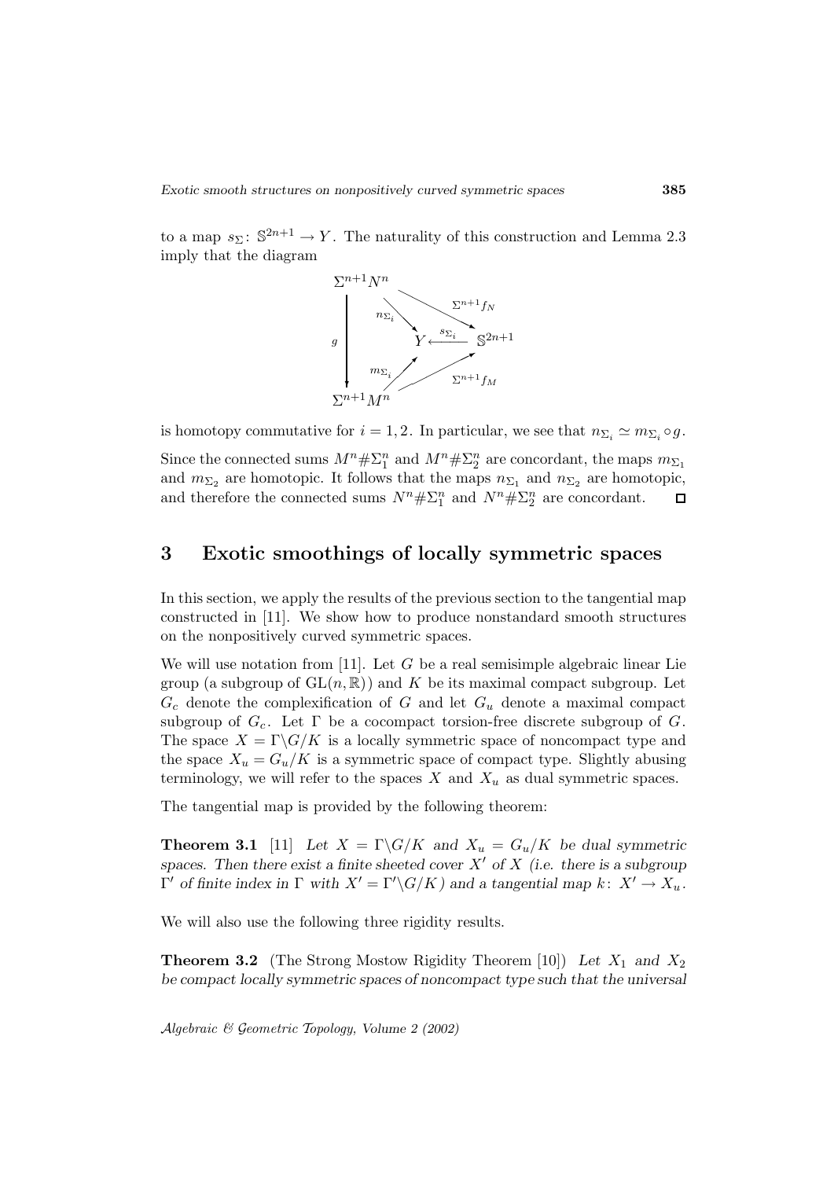to a map $s_\Sigma\colon \mathbb{S}^{2n+1} \to Y$. The naturality of this construction and Lemma 2.3 imply that the diagram

$$
\begin{array}{ccccc}
\Sigma^{n+1}N^n & & & & \\
& \searrow^{n_{\Sigma_i}} & & \searrow^{\Sigma^{n+1}f_N} & \\
\Big\downarrow g & & Y \xleftarrow{s_{\Sigma_i}} & \mathbb{S}^{2n+1} & \\
& \nearrow_{m_{\Sigma_i}} & & \nearrow_{\Sigma^{n+1}f_M} & \\
\Sigma^{n+1}M^n & & & &
\end{array}
$$

is homotopy commutative for $i = 1, 2$. In particular, we see that $n_{\Sigma_i} \simeq m_{\Sigma_i} \circ g$.

Since the connected sums $M^n \# \Sigma_1^n$ and $M^n \# \Sigma_2^n$ are concordant, the maps $m_{\Sigma_1}$ and $m_{\Sigma_2}$ are homotopic. It follows that the maps $n_{\Sigma_1}$ and $n_{\Sigma_2}$ are homotopic, and therefore the connected sums $N^n \# \Sigma_1^n$ and $N^n \# \Sigma_2^n$ are concordant. □

## 3 Exotic smoothings of locally symmetric spaces

In this section, we apply the results of the previous section to the tangential map constructed in [11]. We show how to produce nonstandard smooth structures on the nonpositively curved symmetric spaces.

We will use notation from [11]. Let $G$ be a real semisimple algebraic linear Lie group (a subgroup of $\mathrm{GL}(n, \mathbb{R})$) and $K$ be its maximal compact subgroup. Let $G_c$ denote the complexification of $G$ and let $G_u$ denote a maximal compact subgroup of $G_c$. Let $\Gamma$ be a cocompact torsion-free discrete subgroup of $G$. The space $X = \Gamma\backslash G/K$ is a locally symmetric space of noncompact type and the space $X_u = G_u/K$ is a symmetric space of compact type. Slightly abusing terminology, we will refer to the spaces $X$ and $X_u$ as dual symmetric spaces.

The tangential map is provided by the following theorem:

**Theorem 3.1** [11] *Let $X = \Gamma\backslash G/K$ and $X_u = G_u/K$ be dual symmetric spaces. Then there exist a finite sheeted cover $X'$ of $X$ (i.e. there is a subgroup $\Gamma'$ of finite index in $\Gamma$ with $X' = \Gamma'\backslash G/K$) and a tangential map $k\colon X' \to X_u$.*

We will also use the following three rigidity results.

**Theorem 3.2** (The Strong Mostow Rigidity Theorem [10]) *Let $X_1$ and $X_2$ be compact locally symmetric spaces of noncompact type such that the universal*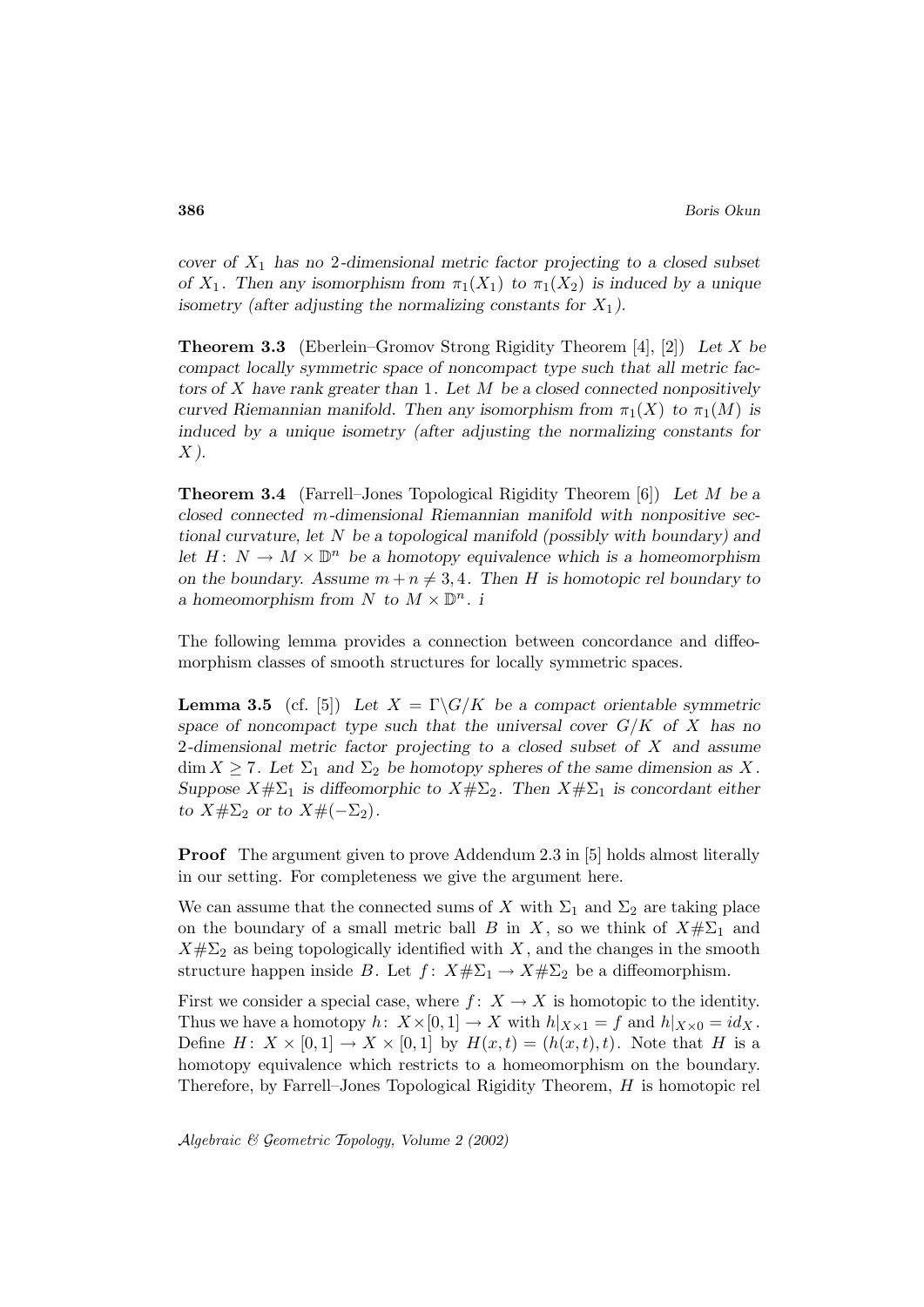*cover of $X_1$ has no 2-dimensional metric factor projecting to a closed subset of $X_1$. Then any isomorphism from $\pi_1(X_1)$ to $\pi_1(X_2)$ is induced by a unique isometry (after adjusting the normalizing constants for $X_1$).*

**Theorem 3.3** (Eberlein–Gromov Strong Rigidity Theorem [4], [2]) *Let $X$ be compact locally symmetric space of noncompact type such that all metric factors of $X$ have rank greater than 1. Let $M$ be a closed connected nonpositively curved Riemannian manifold. Then any isomorphism from $\pi_1(X)$ to $\pi_1(M)$ is induced by a unique isometry (after adjusting the normalizing constants for $X$).*

**Theorem 3.4** (Farrell–Jones Topological Rigidity Theorem [6]) *Let $M$ be a closed connected $m$-dimensional Riemannian manifold with nonpositive sectional curvature, let $N$ be a topological manifold (possibly with boundary) and let $H\colon N \to M \times \mathbb{D}^n$ be a homotopy equivalence which is a homeomorphism on the boundary. Assume $m + n \neq 3, 4$. Then $H$ is homotopic rel boundary to a homeomorphism from $N$ to $M \times \mathbb{D}^n$. i*

The following lemma provides a connection between concordance and diffeomorphism classes of smooth structures for locally symmetric spaces.

**Lemma 3.5** (cf. [5]) *Let $X = \Gamma \backslash G/K$ be a compact orientable symmetric space of noncompact type such that the universal cover $G/K$ of $X$ has no 2-dimensional metric factor projecting to a closed subset of $X$ and assume $\dim X \geq 7$. Let $\Sigma_1$ and $\Sigma_2$ be homotopy spheres of the same dimension as $X$. Suppose $X\#\Sigma_1$ is diffeomorphic to $X\#\Sigma_2$. Then $X\#\Sigma_1$ is concordant either to $X\#\Sigma_2$ or to $X\#(-\Sigma_2)$.*

**Proof** The argument given to prove Addendum 2.3 in [5] holds almost literally in our setting. For completeness we give the argument here.

We can assume that the connected sums of $X$ with $\Sigma_1$ and $\Sigma_2$ are taking place on the boundary of a small metric ball $B$ in $X$, so we think of $X\#\Sigma_1$ and $X\#\Sigma_2$ as being topologically identified with $X$, and the changes in the smooth structure happen inside $B$. Let $f\colon X\#\Sigma_1 \to X\#\Sigma_2$ be a diffeomorphism.

First we consider a special case, where $f\colon X \to X$ is homotopic to the identity. Thus we have a homotopy $h\colon X \times [0,1] \to X$ with $h|_{X\times 1} = f$ and $h|_{X\times 0} = id_X$. Define $H\colon X \times [0,1] \to X \times [0,1]$ by $H(x,t) = (h(x,t),t)$. Note that $H$ is a homotopy equivalence which restricts to a homeomorphism on the boundary. Therefore, by Farrell–Jones Topological Rigidity Theorem, $H$ is homotopic rel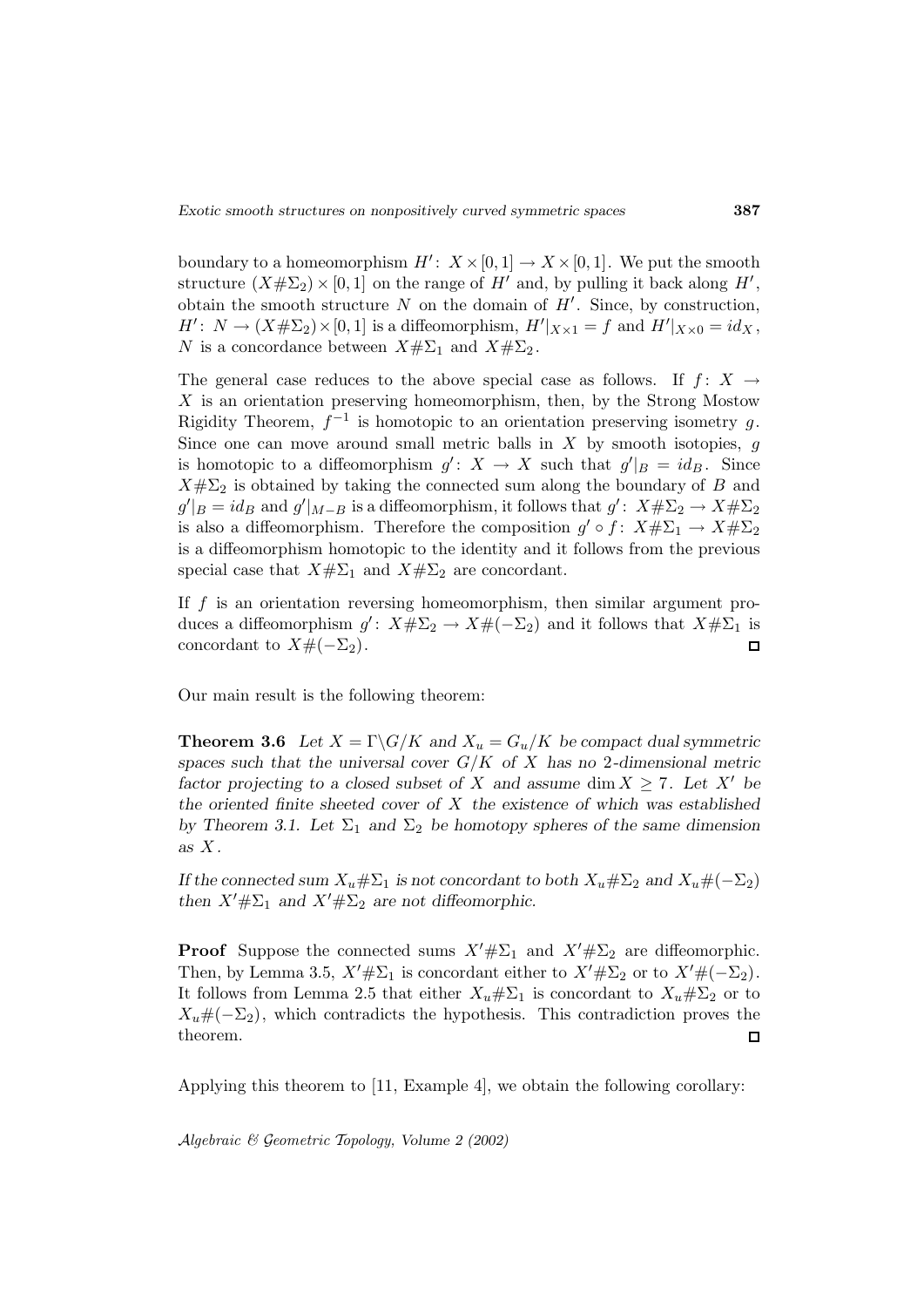boundary to a homeomorphism $H' \colon X \times [0,1] \to X \times [0,1]$. We put the smooth structure $(X\#\Sigma_2) \times [0,1]$ on the range of $H'$ and, by pulling it back along $H'$, obtain the smooth structure $N$ on the domain of $H'$. Since, by construction, $H' \colon N \to (X\#\Sigma_2) \times [0,1]$ is a diffeomorphism, $H'|_{X\times 1} = f$ and $H'|_{X\times 0} = id_X$, $N$ is a concordance between $X\#\Sigma_1$ and $X\#\Sigma_2$.

The general case reduces to the above special case as follows. If $f \colon X \to X$ is an orientation preserving homeomorphism, then, by the Strong Mostow Rigidity Theorem, $f^{-1}$ is homotopic to an orientation preserving isometry $g$. Since one can move around small metric balls in $X$ by smooth isotopies, $g$ is homotopic to a diffeomorphism $g' \colon X \to X$ such that $g'|_B = id_B$. Since $X\#\Sigma_2$ is obtained by taking the connected sum along the boundary of $B$ and $g'|_B = id_B$ and $g'|_{M-B}$ is a diffeomorphism, it follows that $g' \colon X\#\Sigma_2 \to X\#\Sigma_2$ is also a diffeomorphism. Therefore the composition $g' \circ f \colon X\#\Sigma_1 \to X\#\Sigma_2$ is a diffeomorphism homotopic to the identity and it follows from the previous special case that $X\#\Sigma_1$ and $X\#\Sigma_2$ are concordant.

If $f$ is an orientation reversing homeomorphism, then similar argument produces a diffeomorphism $g' \colon X\#\Sigma_2 \to X\#(-\Sigma_2)$ and it follows that $X\#\Sigma_1$ is concordant to $X\#(-\Sigma_2)$. □

Our main result is the following theorem:

**Theorem 3.6** *Let $X = \Gamma\backslash G/K$ and $X_u = G_u/K$ be compact dual symmetric spaces such that the universal cover $G/K$ of $X$ has no 2-dimensional metric factor projecting to a closed subset of $X$ and assume $\dim X \geq 7$. Let $X'$ be the oriented finite sheeted cover of $X$ the existence of which was established by Theorem 3.1. Let $\Sigma_1$ and $\Sigma_2$ be homotopy spheres of the same dimension as $X$.*

*If the connected sum $X_u\#\Sigma_1$ is not concordant to both $X_u\#\Sigma_2$ and $X_u\#(-\Sigma_2)$ then $X'\#\Sigma_1$ and $X'\#\Sigma_2$ are not diffeomorphic.*

**Proof** Suppose the connected sums $X'\#\Sigma_1$ and $X'\#\Sigma_2$ are diffeomorphic. Then, by Lemma 3.5, $X'\#\Sigma_1$ is concordant either to $X'\#\Sigma_2$ or to $X'\#(-\Sigma_2)$. It follows from Lemma 2.5 that either $X_u\#\Sigma_1$ is concordant to $X_u\#\Sigma_2$ or to $X_u\#(-\Sigma_2)$, which contradicts the hypothesis. This contradiction proves the theorem. □

Applying this theorem to [11, Example 4], we obtain the following corollary: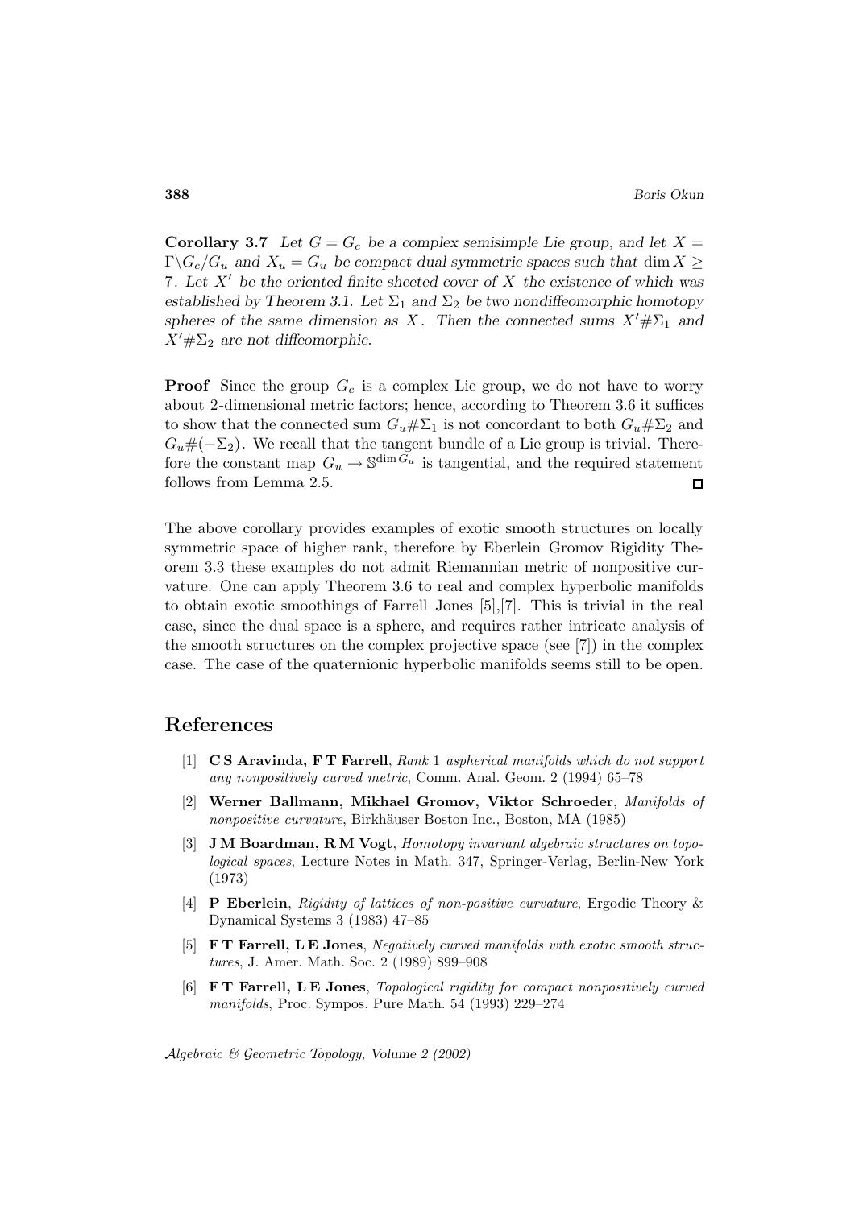**Corollary 3.7** *Let $G = G_c$ be a complex semisimple Lie group, and let $X = \Gamma\backslash G_c/G_u$ and $X_u = G_u$ be compact dual symmetric spaces such that $\dim X \geq 7$. Let $X'$ be the oriented finite sheeted cover of $X$ the existence of which was established by Theorem 3.1. Let $\Sigma_1$ and $\Sigma_2$ be two nondiffeomorphic homotopy spheres of the same dimension as $X$. Then the connected sums $X'\#\Sigma_1$ and $X'\#\Sigma_2$ are not diffeomorphic.*

**Proof** Since the group $G_c$ is a complex Lie group, we do not have to worry about 2-dimensional metric factors; hence, according to Theorem 3.6 it suffices to show that the connected sum $G_u\#\Sigma_1$ is not concordant to both $G_u\#\Sigma_2$ and $G_u\#(-\Sigma_2)$. We recall that the tangent bundle of a Lie group is trivial. Therefore the constant map $G_u \to \mathbb{S}^{\dim G_u}$ is tangential, and the required statement follows from Lemma 2.5. ◻

The above corollary provides examples of exotic smooth structures on locally symmetric space of higher rank, therefore by Eberlein–Gromov Rigidity Theorem 3.3 these examples do not admit Riemannian metric of nonpositive curvature. One can apply Theorem 3.6 to real and complex hyperbolic manifolds to obtain exotic smoothings of Farrell–Jones [5],[7]. This is trivial in the real case, since the dual space is a sphere, and requires rather intricate analysis of the smooth structures on the complex projective space (see [7]) in the complex case. The case of the quaternionic hyperbolic manifolds seems still to be open.

## References

[1] **C S Aravinda, F T Farrell**, *Rank 1 aspherical manifolds which do not support any nonpositively curved metric*, Comm. Anal. Geom. 2 (1994) 65–78

[2] **Werner Ballmann, Mikhael Gromov, Viktor Schroeder**, *Manifolds of nonpositive curvature*, Birkhäuser Boston Inc., Boston, MA (1985)

[3] **J M Boardman, R M Vogt**, *Homotopy invariant algebraic structures on topological spaces*, Lecture Notes in Math. 347, Springer-Verlag, Berlin-New York (1973)

[4] **P Eberlein**, *Rigidity of lattices of non-positive curvature*, Ergodic Theory & Dynamical Systems 3 (1983) 47–85

[5] **F T Farrell, L E Jones**, *Negatively curved manifolds with exotic smooth structures*, J. Amer. Math. Soc. 2 (1989) 899–908

[6] **F T Farrell, L E Jones**, *Topological rigidity for compact nonpositively curved manifolds*, Proc. Sympos. Pure Math. 54 (1993) 229–274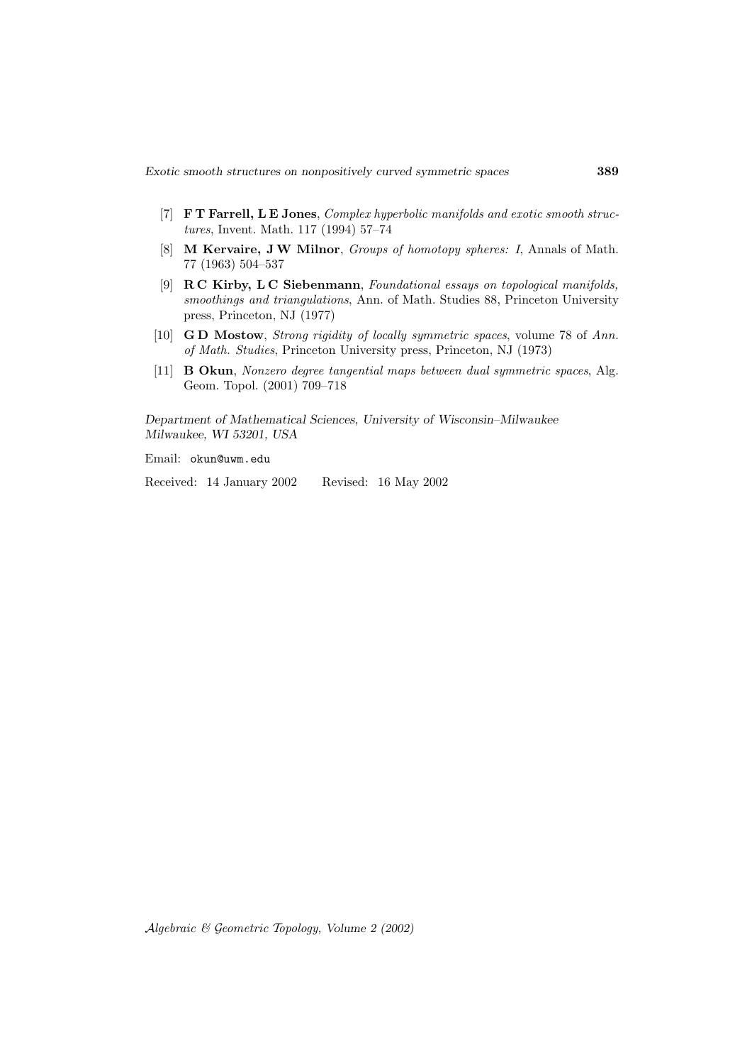[7] **F T Farrell, L E Jones**, *Complex hyperbolic manifolds and exotic smooth structures*, Invent. Math. 117 (1994) 57–74

[8] **M Kervaire, J W Milnor**, *Groups of homotopy spheres: I*, Annals of Math. 77 (1963) 504–537

[9] **R C Kirby, L C Siebenmann**, *Foundational essays on topological manifolds, smoothings and triangulations*, Ann. of Math. Studies 88, Princeton University press, Princeton, NJ (1977)

[10] **G D Mostow**, *Strong rigidity of locally symmetric spaces*, volume 78 of *Ann. of Math. Studies*, Princeton University press, Princeton, NJ (1973)

[11] **B Okun**, *Nonzero degree tangential maps between dual symmetric spaces*, Alg. Geom. Topol. (2001) 709–718

*Department of Mathematical Sciences, University of Wisconsin–Milwaukee*
*Milwaukee, WI 53201, USA*

Email: `okun@uwm.edu`

Received: 14 January 2002 Revised: 16 May 2002